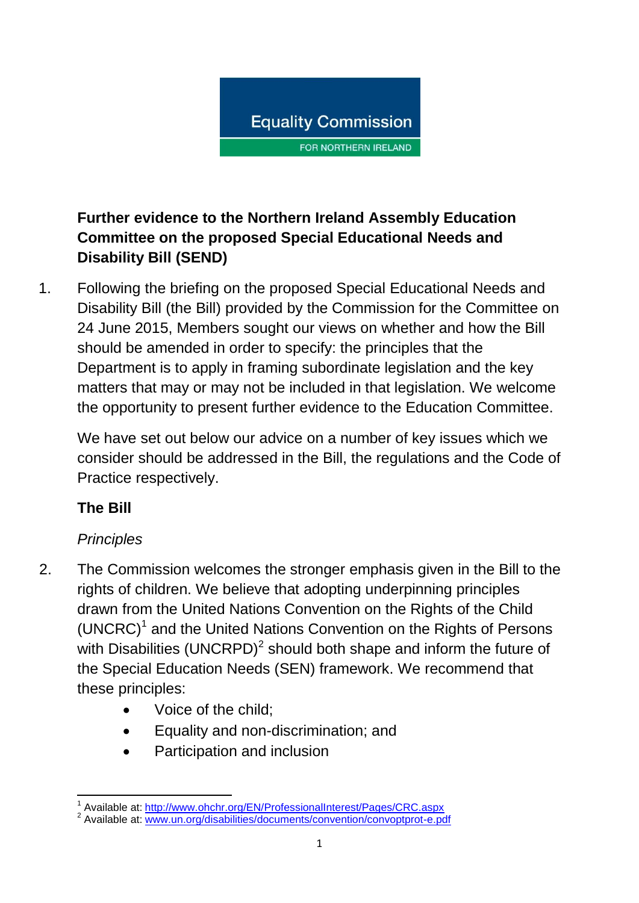Equality Commission

FOR NORTHERN IRELAND

**Further evidence to the Northern Ireland Assembly Education Committee on the proposed Special Educational Needs and Disability Bill (SEND)**

1. Following the briefing on the proposed Special Educational Needs and Disability Bill (the Bill) provided by the Commission for the Committee on 24 June 2015, Members sought our views on whether and how the Bill should be amended in order to specify: the principles that the Department is to apply in framing subordinate legislation and the key matters that may or may not be included in that legislation. We welcome the opportunity to present further evidence to the Education Committee.

   We have set out below our advice on a number of key issues which we consider should be addressed in the Bill, the regulations and the Code of Practice respectively.

## The Bill

*Principles*

2. The Commission welcomes the stronger emphasis given in the Bill to the rights of children. We believe that adopting underpinning principles drawn from the United Nations Convention on the Rights of the Child (UNCRC)[1] and the United Nations Convention on the Rights of Persons with Disabilities (UNCRPD)[2] should both shape and inform the future of the Special Education Needs (SEN) framework. We recommend that these principles:
   - Voice of the child;
   - Equality and non-discrimination; and
   - Participation and inclusion

[1] Available at: http://www.ohchr.org/EN/ProfessionalInterest/Pages/CRC.aspx
[2] Available at: www.un.org/disabilities/documents/convention/convoptprot-e.pdf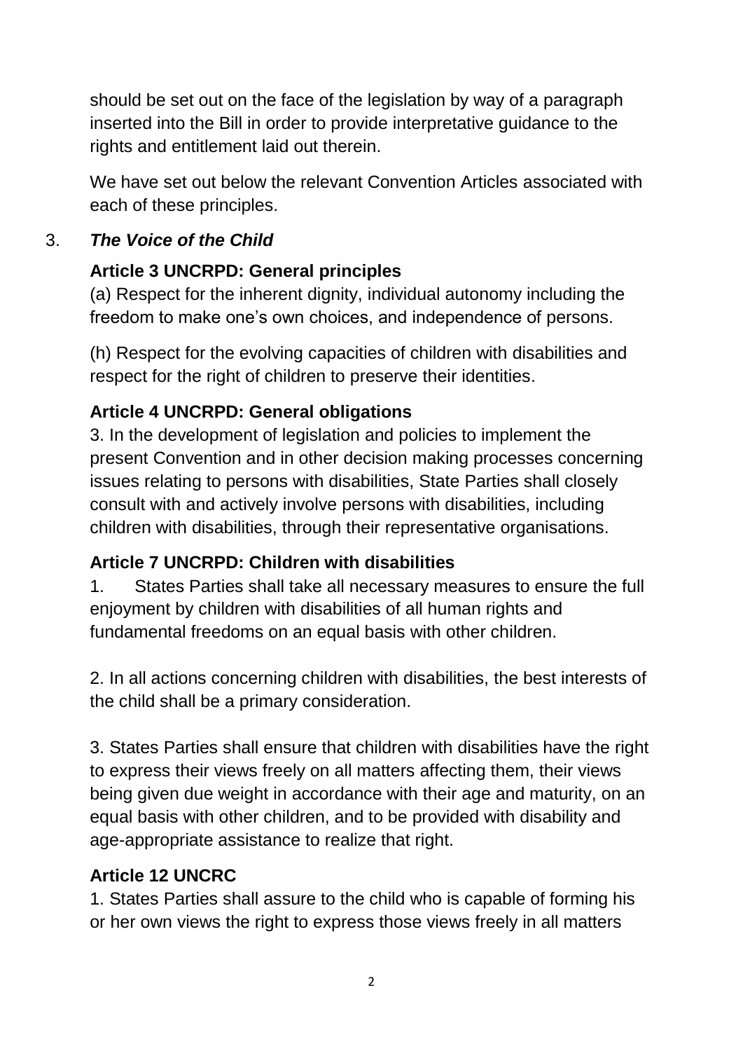should be set out on the face of the legislation by way of a paragraph inserted into the Bill in order to provide interpretative guidance to the rights and entitlement laid out therein.

We have set out below the relevant Convention Articles associated with each of these principles.

3. ***The Voice of the Child***

**Article 3 UNCRPD: General principles**

(a) Respect for the inherent dignity, individual autonomy including the freedom to make one's own choices, and independence of persons.

(h) Respect for the evolving capacities of children with disabilities and respect for the right of children to preserve their identities.

**Article 4 UNCRPD: General obligations**

3. In the development of legislation and policies to implement the present Convention and in other decision making processes concerning issues relating to persons with disabilities, State Parties shall closely consult with and actively involve persons with disabilities, including children with disabilities, through their representative organisations.

**Article 7 UNCRPD: Children with disabilities**

1. States Parties shall take all necessary measures to ensure the full enjoyment by children with disabilities of all human rights and fundamental freedoms on an equal basis with other children.

2. In all actions concerning children with disabilities, the best interests of the child shall be a primary consideration.

3. States Parties shall ensure that children with disabilities have the right to express their views freely on all matters affecting them, their views being given due weight in accordance with their age and maturity, on an equal basis with other children, and to be provided with disability and age-appropriate assistance to realize that right.

**Article 12 UNCRC**

1. States Parties shall assure to the child who is capable of forming his or her own views the right to express those views freely in all matters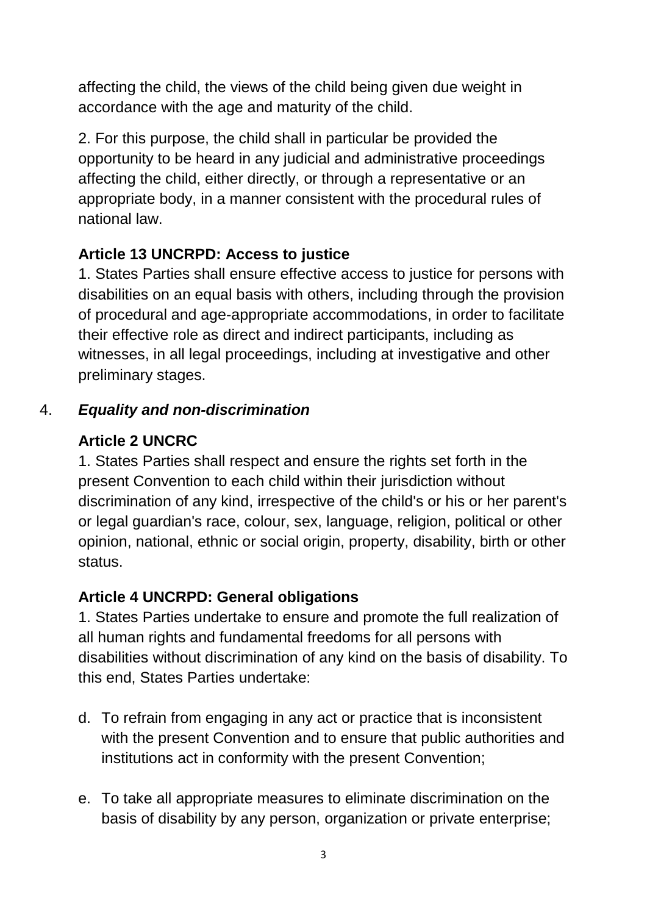affecting the child, the views of the child being given due weight in accordance with the age and maturity of the child.

2. For this purpose, the child shall in particular be provided the opportunity to be heard in any judicial and administrative proceedings affecting the child, either directly, or through a representative or an appropriate body, in a manner consistent with the procedural rules of national law.

**Article 13 UNCRPD: Access to justice**

1. States Parties shall ensure effective access to justice for persons with disabilities on an equal basis with others, including through the provision of procedural and age-appropriate accommodations, in order to facilitate their effective role as direct and indirect participants, including as witnesses, in all legal proceedings, including at investigative and other preliminary stages.

4. ***Equality and non-discrimination***

**Article 2 UNCRC**

1. States Parties shall respect and ensure the rights set forth in the present Convention to each child within their jurisdiction without discrimination of any kind, irrespective of the child's or his or her parent's or legal guardian's race, colour, sex, language, religion, political or other opinion, national, ethnic or social origin, property, disability, birth or other status.

**Article 4 UNCRPD: General obligations**

1. States Parties undertake to ensure and promote the full realization of all human rights and fundamental freedoms for all persons with disabilities without discrimination of any kind on the basis of disability. To this end, States Parties undertake:

d. To refrain from engaging in any act or practice that is inconsistent with the present Convention and to ensure that public authorities and institutions act in conformity with the present Convention;

e. To take all appropriate measures to eliminate discrimination on the basis of disability by any person, organization or private enterprise;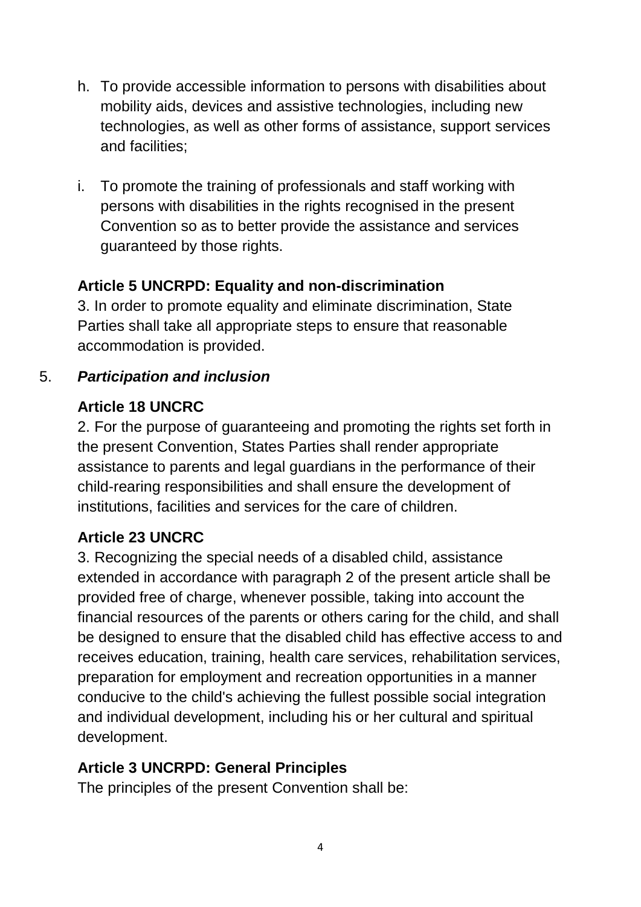h. To provide accessible information to persons with disabilities about mobility aids, devices and assistive technologies, including new technologies, as well as other forms of assistance, support services and facilities;

i. To promote the training of professionals and staff working with persons with disabilities in the rights recognised in the present Convention so as to better provide the assistance and services guaranteed by those rights.

**Article 5 UNCRPD: Equality and non-discrimination**

3. In order to promote equality and eliminate discrimination, State Parties shall take all appropriate steps to ensure that reasonable accommodation is provided.

5. ***Participation and inclusion***

**Article 18 UNCRC**

2. For the purpose of guaranteeing and promoting the rights set forth in the present Convention, States Parties shall render appropriate assistance to parents and legal guardians in the performance of their child-rearing responsibilities and shall ensure the development of institutions, facilities and services for the care of children.

**Article 23 UNCRC**

3. Recognizing the special needs of a disabled child, assistance extended in accordance with paragraph 2 of the present article shall be provided free of charge, whenever possible, taking into account the financial resources of the parents or others caring for the child, and shall be designed to ensure that the disabled child has effective access to and receives education, training, health care services, rehabilitation services, preparation for employment and recreation opportunities in a manner conducive to the child's achieving the fullest possible social integration and individual development, including his or her cultural and spiritual development.

**Article 3 UNCRPD: General Principles**

The principles of the present Convention shall be: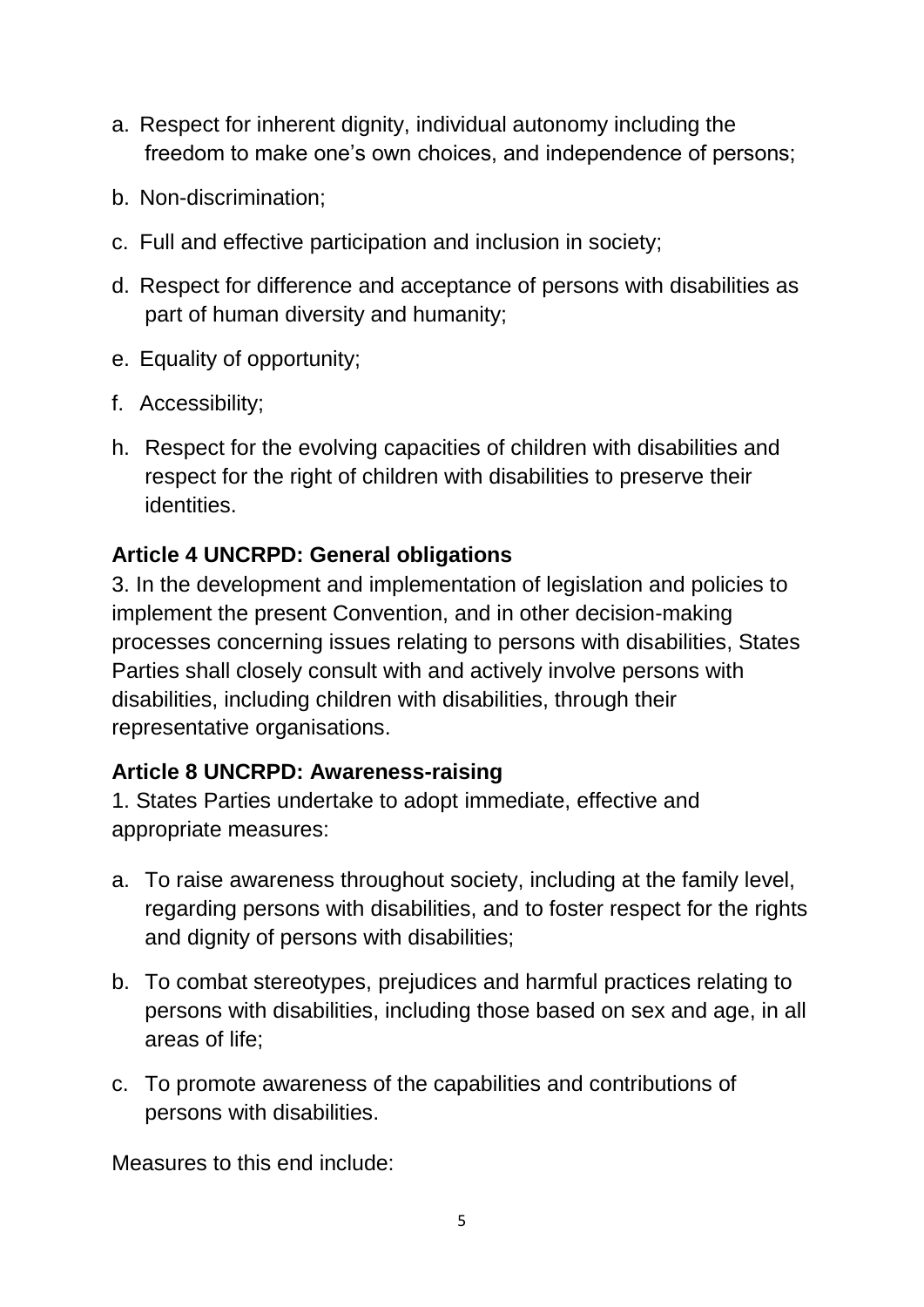a. Respect for inherent dignity, individual autonomy including the freedom to make one's own choices, and independence of persons;

b. Non-discrimination;

c. Full and effective participation and inclusion in society;

d. Respect for difference and acceptance of persons with disabilities as part of human diversity and humanity;

e. Equality of opportunity;

f. Accessibility;

h. Respect for the evolving capacities of children with disabilities and respect for the right of children with disabilities to preserve their identities.

**Article 4 UNCRPD: General obligations**

3. In the development and implementation of legislation and policies to implement the present Convention, and in other decision-making processes concerning issues relating to persons with disabilities, States Parties shall closely consult with and actively involve persons with disabilities, including children with disabilities, through their representative organisations.

**Article 8 UNCRPD: Awareness-raising**

1. States Parties undertake to adopt immediate, effective and appropriate measures:

a. To raise awareness throughout society, including at the family level, regarding persons with disabilities, and to foster respect for the rights and dignity of persons with disabilities;

b. To combat stereotypes, prejudices and harmful practices relating to persons with disabilities, including those based on sex and age, in all areas of life;

c. To promote awareness of the capabilities and contributions of persons with disabilities.

Measures to this end include: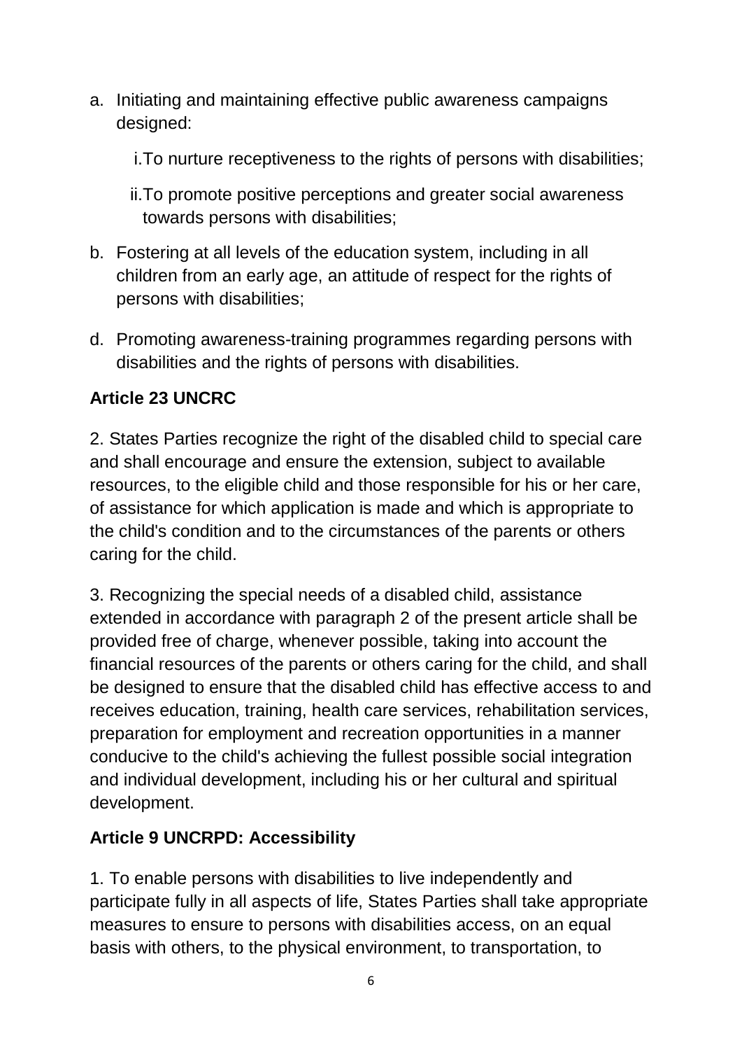a. Initiating and maintaining effective public awareness campaigns designed:

    i. To nurture receptiveness to the rights of persons with disabilities;

    ii. To promote positive perceptions and greater social awareness towards persons with disabilities;

b. Fostering at all levels of the education system, including in all children from an early age, an attitude of respect for the rights of persons with disabilities;

d. Promoting awareness-training programmes regarding persons with disabilities and the rights of persons with disabilities.

**Article 23 UNCRC**

2. States Parties recognize the right of the disabled child to special care and shall encourage and ensure the extension, subject to available resources, to the eligible child and those responsible for his or her care, of assistance for which application is made and which is appropriate to the child's condition and to the circumstances of the parents or others caring for the child.

3. Recognizing the special needs of a disabled child, assistance extended in accordance with paragraph 2 of the present article shall be provided free of charge, whenever possible, taking into account the financial resources of the parents or others caring for the child, and shall be designed to ensure that the disabled child has effective access to and receives education, training, health care services, rehabilitation services, preparation for employment and recreation opportunities in a manner conducive to the child's achieving the fullest possible social integration and individual development, including his or her cultural and spiritual development.

**Article 9 UNCRPD: Accessibility**

1. To enable persons with disabilities to live independently and participate fully in all aspects of life, States Parties shall take appropriate measures to ensure to persons with disabilities access, on an equal basis with others, to the physical environment, to transportation, to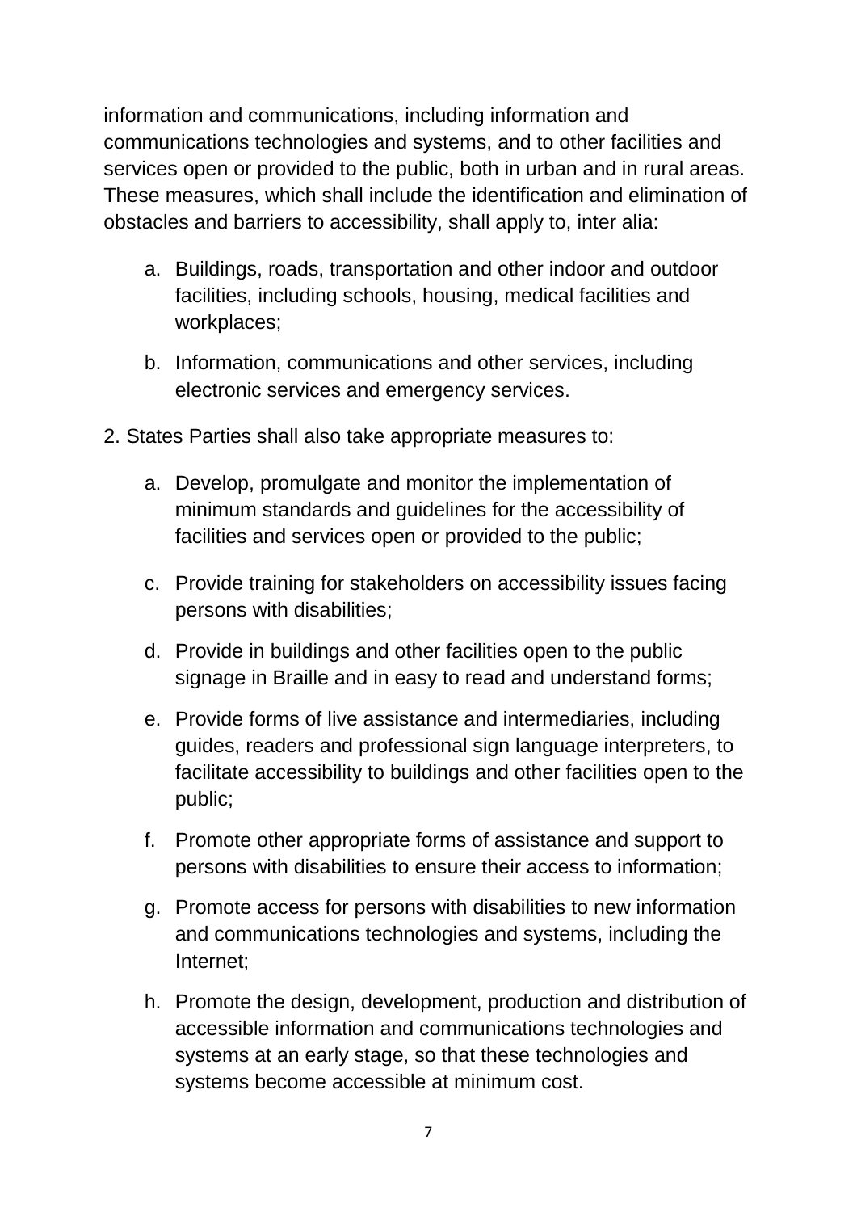information and communications, including information and communications technologies and systems, and to other facilities and services open or provided to the public, both in urban and in rural areas. These measures, which shall include the identification and elimination of obstacles and barriers to accessibility, shall apply to, inter alia:

a. Buildings, roads, transportation and other indoor and outdoor facilities, including schools, housing, medical facilities and workplaces;

b. Information, communications and other services, including electronic services and emergency services.

2. States Parties shall also take appropriate measures to:

a. Develop, promulgate and monitor the implementation of minimum standards and guidelines for the accessibility of facilities and services open or provided to the public;

c. Provide training for stakeholders on accessibility issues facing persons with disabilities;

d. Provide in buildings and other facilities open to the public signage in Braille and in easy to read and understand forms;

e. Provide forms of live assistance and intermediaries, including guides, readers and professional sign language interpreters, to facilitate accessibility to buildings and other facilities open to the public;

f. Promote other appropriate forms of assistance and support to persons with disabilities to ensure their access to information;

g. Promote access for persons with disabilities to new information and communications technologies and systems, including the Internet;

h. Promote the design, development, production and distribution of accessible information and communications technologies and systems at an early stage, so that these technologies and systems become accessible at minimum cost.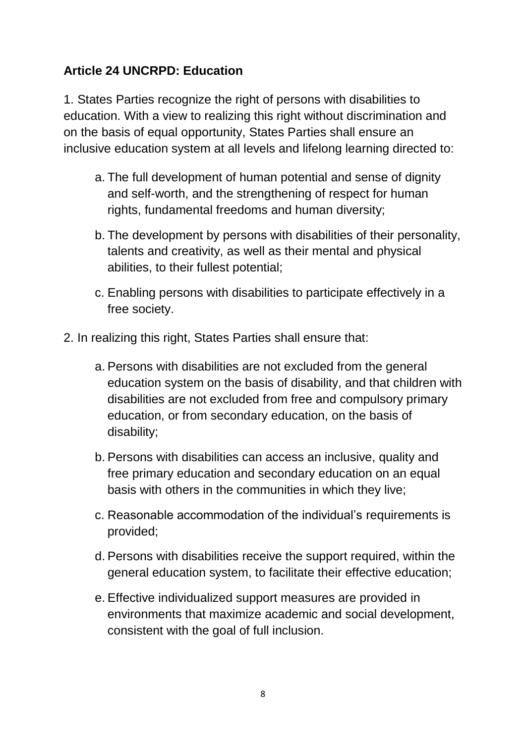**Article 24 UNCRPD: Education**

1. States Parties recognize the right of persons with disabilities to education. With a view to realizing this right without discrimination and on the basis of equal opportunity, States Parties shall ensure an inclusive education system at all levels and lifelong learning directed to:

   a. The full development of human potential and sense of dignity and self-worth, and the strengthening of respect for human rights, fundamental freedoms and human diversity;

   b. The development by persons with disabilities of their personality, talents and creativity, as well as their mental and physical abilities, to their fullest potential;

   c. Enabling persons with disabilities to participate effectively in a free society.

2. In realizing this right, States Parties shall ensure that:

   a. Persons with disabilities are not excluded from the general education system on the basis of disability, and that children with disabilities are not excluded from free and compulsory primary education, or from secondary education, on the basis of disability;

   b. Persons with disabilities can access an inclusive, quality and free primary education and secondary education on an equal basis with others in the communities in which they live;

   c. Reasonable accommodation of the individual's requirements is provided;

   d. Persons with disabilities receive the support required, within the general education system, to facilitate their effective education;

   e. Effective individualized support measures are provided in environments that maximize academic and social development, consistent with the goal of full inclusion.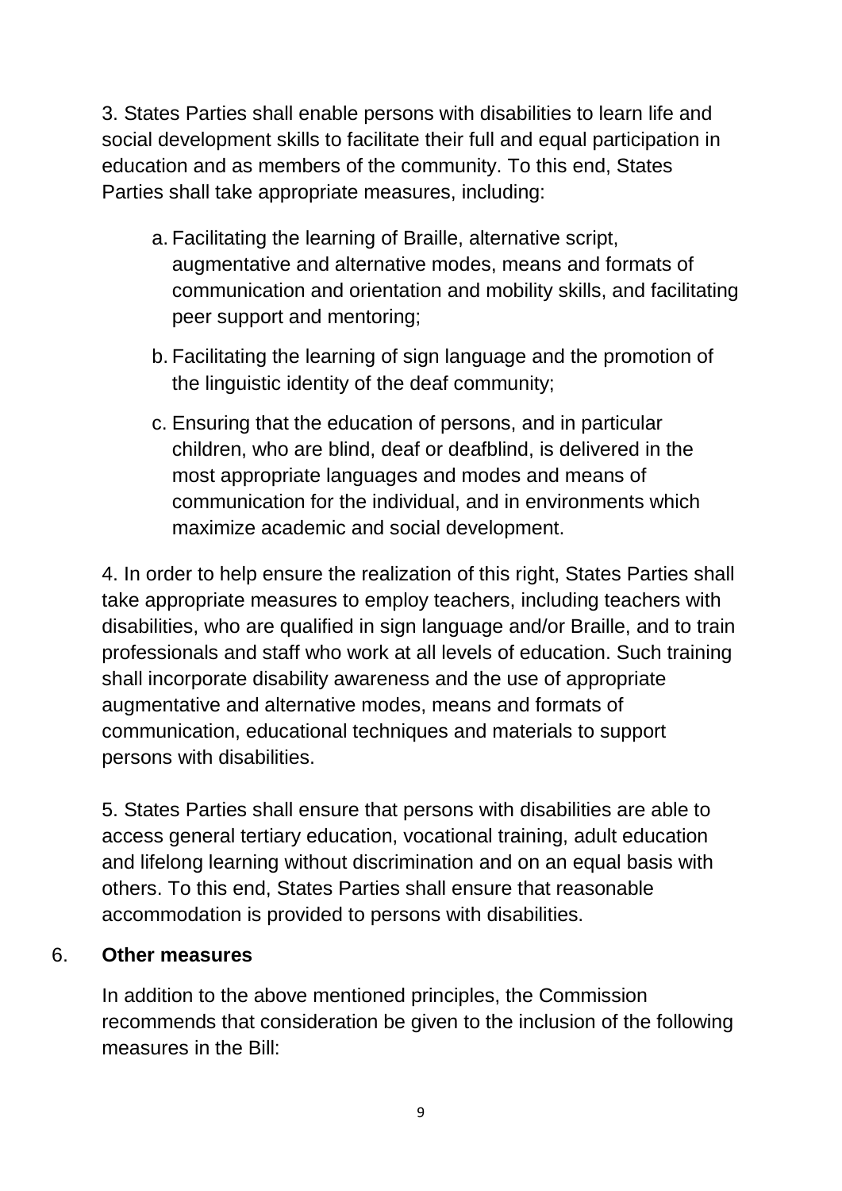3. States Parties shall enable persons with disabilities to learn life and social development skills to facilitate their full and equal participation in education and as members of the community. To this end, States Parties shall take appropriate measures, including:

a. Facilitating the learning of Braille, alternative script, augmentative and alternative modes, means and formats of communication and orientation and mobility skills, and facilitating peer support and mentoring;

b. Facilitating the learning of sign language and the promotion of the linguistic identity of the deaf community;

c. Ensuring that the education of persons, and in particular children, who are blind, deaf or deafblind, is delivered in the most appropriate languages and modes and means of communication for the individual, and in environments which maximize academic and social development.

4. In order to help ensure the realization of this right, States Parties shall take appropriate measures to employ teachers, including teachers with disabilities, who are qualified in sign language and/or Braille, and to train professionals and staff who work at all levels of education. Such training shall incorporate disability awareness and the use of appropriate augmentative and alternative modes, means and formats of communication, educational techniques and materials to support persons with disabilities.

5. States Parties shall ensure that persons with disabilities are able to access general tertiary education, vocational training, adult education and lifelong learning without discrimination and on an equal basis with others. To this end, States Parties shall ensure that reasonable accommodation is provided to persons with disabilities.

## 6. Other measures

In addition to the above mentioned principles, the Commission recommends that consideration be given to the inclusion of the following measures in the Bill: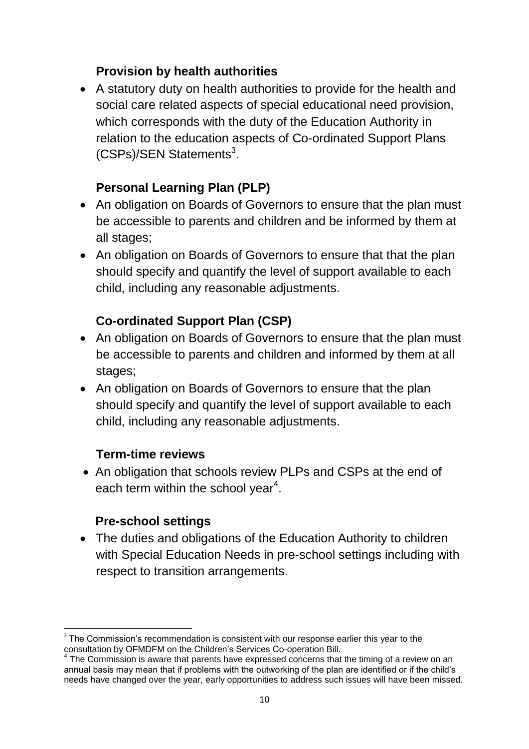**Provision by health authorities**

- A statutory duty on health authorities to provide for the health and social care related aspects of special educational need provision, which corresponds with the duty of the Education Authority in relation to the education aspects of Co-ordinated Support Plans (CSPs)/SEN Statements[3].

**Personal Learning Plan (PLP)**

- An obligation on Boards of Governors to ensure that the plan must be accessible to parents and children and be informed by them at all stages;
- An obligation on Boards of Governors to ensure that that the plan should specify and quantify the level of support available to each child, including any reasonable adjustments.

**Co-ordinated Support Plan (CSP)**

- An obligation on Boards of Governors to ensure that the plan must be accessible to parents and children and informed by them at all stages;
- An obligation on Boards of Governors to ensure that the plan should specify and quantify the level of support available to each child, including any reasonable adjustments.

**Term-time reviews**

- An obligation that schools review PLPs and CSPs at the end of each term within the school year[4].

**Pre-school settings**

- The duties and obligations of the Education Authority to children with Special Education Needs in pre-school settings including with respect to transition arrangements.

---

[3] The Commission's recommendation is consistent with our response earlier this year to the consultation by OFMDFM on the Children's Services Co-operation Bill.

[4] The Commission is aware that parents have expressed concerns that the timing of a review on an annual basis may mean that if problems with the outworking of the plan are identified or if the child's needs have changed over the year, early opportunities to address such issues will have been missed.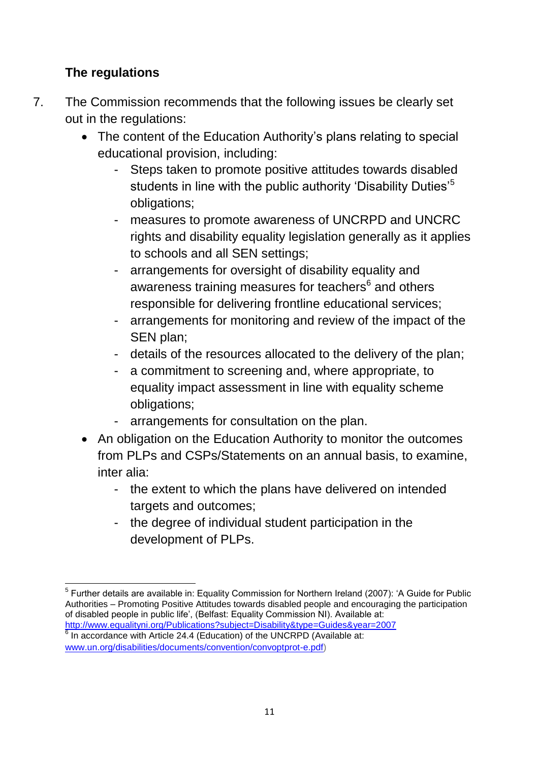### The regulations

7. The Commission recommends that the following issues be clearly set out in the regulations:
   - The content of the Education Authority's plans relating to special educational provision, including:
     - Steps taken to promote positive attitudes towards disabled students in line with the public authority 'Disability Duties'[5] obligations;
     - measures to promote awareness of UNCRPD and UNCRC rights and disability equality legislation generally as it applies to schools and all SEN settings;
     - arrangements for oversight of disability equality and awareness training measures for teachers[6] and others responsible for delivering frontline educational services;
     - arrangements for monitoring and review of the impact of the SEN plan;
     - details of the resources allocated to the delivery of the plan;
     - a commitment to screening and, where appropriate, to equality impact assessment in line with equality scheme obligations;
     - arrangements for consultation on the plan.
   - An obligation on the Education Authority to monitor the outcomes from PLPs and CSPs/Statements on an annual basis, to examine, inter alia:
     - the extent to which the plans have delivered on intended targets and outcomes;
     - the degree of individual student participation in the development of PLPs.

---

[5] Further details are available in: Equality Commission for Northern Ireland (2007): 'A Guide for Public Authorities – Promoting Positive Attitudes towards disabled people and encouraging the participation of disabled people in public life', (Belfast: Equality Commission NI). Available at: http://www.equalityni.org/Publications?subject=Disability&type=Guides&year=2007

[6] In accordance with Article 24.4 (Education) of the UNCRPD (Available at: www.un.org/disabilities/documents/convention/convoptprot-e.pdf)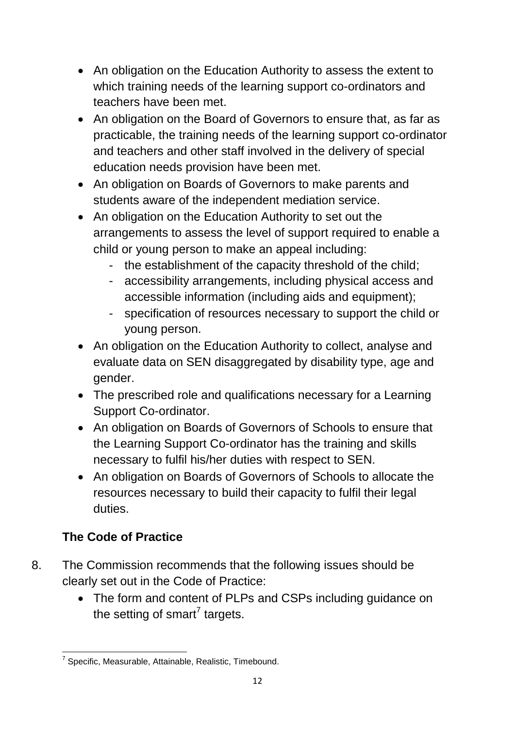- An obligation on the Education Authority to assess the extent to which training needs of the learning support co-ordinators and teachers have been met.
- An obligation on the Board of Governors to ensure that, as far as practicable, the training needs of the learning support co-ordinator and teachers and other staff involved in the delivery of special education needs provision have been met.
- An obligation on Boards of Governors to make parents and students aware of the independent mediation service.
- An obligation on the Education Authority to set out the arrangements to assess the level of support required to enable a child or young person to make an appeal including:
  - the establishment of the capacity threshold of the child;
  - accessibility arrangements, including physical access and accessible information (including aids and equipment);
  - specification of resources necessary to support the child or young person.
- An obligation on the Education Authority to collect, analyse and evaluate data on SEN disaggregated by disability type, age and gender.
- The prescribed role and qualifications necessary for a Learning Support Co-ordinator.
- An obligation on Boards of Governors of Schools to ensure that the Learning Support Co-ordinator has the training and skills necessary to fulfil his/her duties with respect to SEN.
- An obligation on Boards of Governors of Schools to allocate the resources necessary to build their capacity to fulfil their legal duties.

## The Code of Practice

8. The Commission recommends that the following issues should be clearly set out in the Code of Practice:
   - The form and content of PLPs and CSPs including guidance on the setting of smart[7] targets.

[7] Specific, Measurable, Attainable, Realistic, Timebound.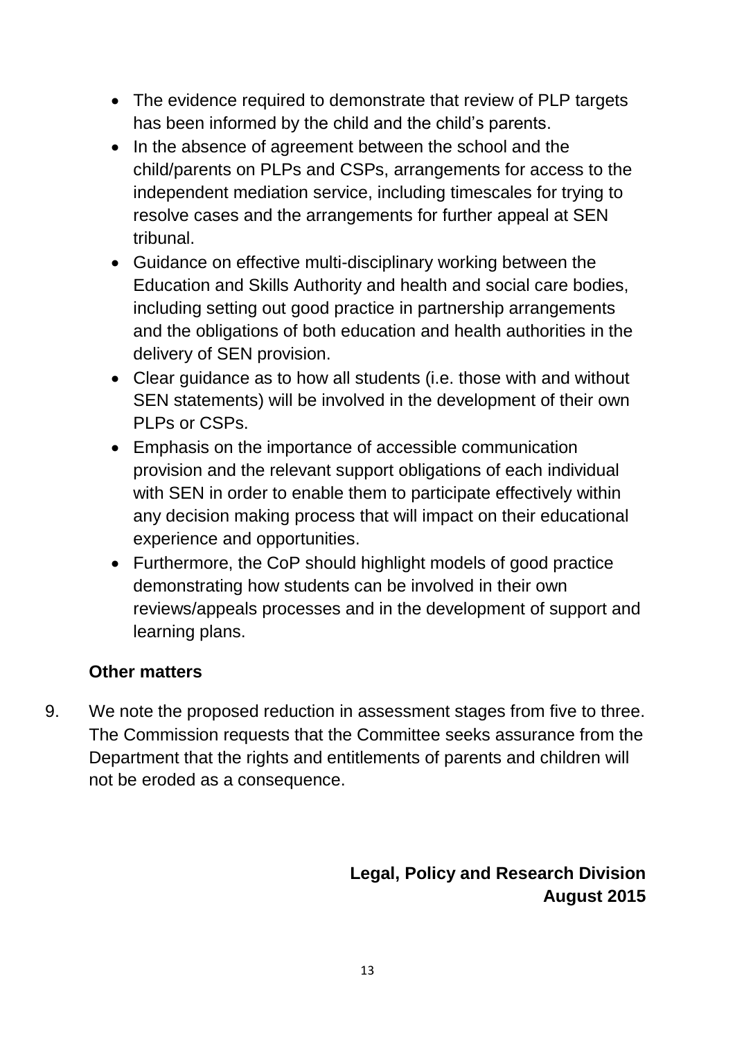- The evidence required to demonstrate that review of PLP targets has been informed by the child and the child's parents.
- In the absence of agreement between the school and the child/parents on PLPs and CSPs, arrangements for access to the independent mediation service, including timescales for trying to resolve cases and the arrangements for further appeal at SEN tribunal.
- Guidance on effective multi-disciplinary working between the Education and Skills Authority and health and social care bodies, including setting out good practice in partnership arrangements and the obligations of both education and health authorities in the delivery of SEN provision.
- Clear guidance as to how all students (i.e. those with and without SEN statements) will be involved in the development of their own PLPs or CSPs.
- Emphasis on the importance of accessible communication provision and the relevant support obligations of each individual with SEN in order to enable them to participate effectively within any decision making process that will impact on their educational experience and opportunities.
- Furthermore, the CoP should highlight models of good practice demonstrating how students can be involved in their own reviews/appeals processes and in the development of support and learning plans.

**Other matters**

9. We note the proposed reduction in assessment stages from five to three. The Commission requests that the Committee seeks assurance from the Department that the rights and entitlements of parents and children will not be eroded as a consequence.

**Legal, Policy and Research Division**
**August 2015**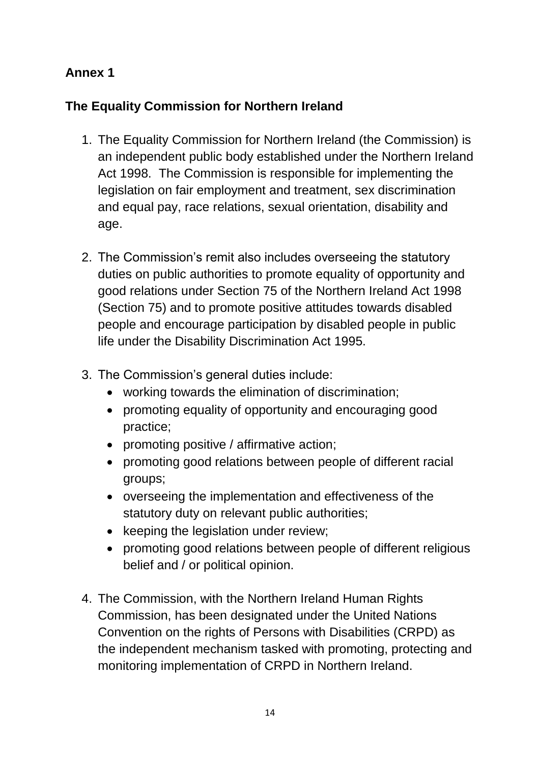## Annex 1

### The Equality Commission for Northern Ireland

1. The Equality Commission for Northern Ireland (the Commission) is an independent public body established under the Northern Ireland Act 1998. The Commission is responsible for implementing the legislation on fair employment and treatment, sex discrimination and equal pay, race relations, sexual orientation, disability and age.

2. The Commission's remit also includes overseeing the statutory duties on public authorities to promote equality of opportunity and good relations under Section 75 of the Northern Ireland Act 1998 (Section 75) and to promote positive attitudes towards disabled people and encourage participation by disabled people in public life under the Disability Discrimination Act 1995.

3. The Commission's general duties include:
   - working towards the elimination of discrimination;
   - promoting equality of opportunity and encouraging good practice;
   - promoting positive / affirmative action;
   - promoting good relations between people of different racial groups;
   - overseeing the implementation and effectiveness of the statutory duty on relevant public authorities;
   - keeping the legislation under review;
   - promoting good relations between people of different religious belief and / or political opinion.

4. The Commission, with the Northern Ireland Human Rights Commission, has been designated under the United Nations Convention on the rights of Persons with Disabilities (CRPD) as the independent mechanism tasked with promoting, protecting and monitoring implementation of CRPD in Northern Ireland.